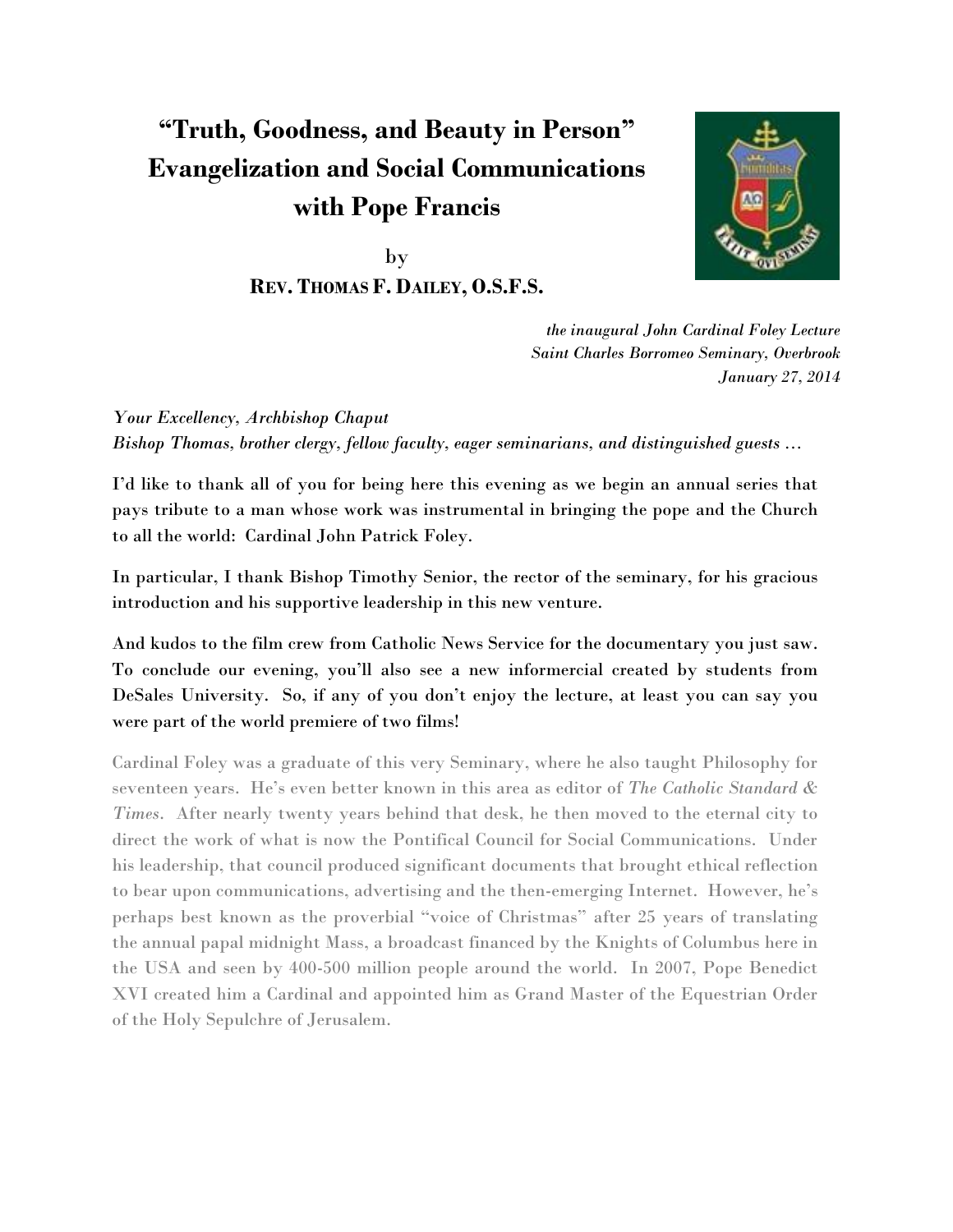# "Truth, Goodness, and Beauty in Person" Evangelization and Social Communications with Pope Francis

by

**REV. THOMAS F. DAILEY, O.S.F.S.**

*the inaugural John Cardinal Foley Lecture*
*Saint Charles Borromeo Seminary, Overbrook*
*January 27, 2014*

*Your Excellency, Archbishop Chaput*
*Bishop Thomas, brother clergy, fellow faculty, eager seminarians, and distinguished guests …*

I'd like to thank all of you for being here this evening as we begin an annual series that pays tribute to a man whose work was instrumental in bringing the pope and the Church to all the world: Cardinal John Patrick Foley.

In particular, I thank Bishop Timothy Senior, the rector of the seminary, for his gracious introduction and his supportive leadership in this new venture.

And kudos to the film crew from Catholic News Service for the documentary you just saw. To conclude our evening, you'll also see a new informercial created by students from DeSales University. So, if any of you don't enjoy the lecture, at least you can say you were part of the world premiere of two films!

Cardinal Foley was a graduate of this very Seminary, where he also taught Philosophy for seventeen years. He's even better known in this area as editor of *The Catholic Standard & Times*. After nearly twenty years behind that desk, he then moved to the eternal city to direct the work of what is now the Pontifical Council for Social Communications. Under his leadership, that council produced significant documents that brought ethical reflection to bear upon communications, advertising and the then-emerging Internet. However, he's perhaps best known as the proverbial "voice of Christmas" after 25 years of translating the annual papal midnight Mass, a broadcast financed by the Knights of Columbus here in the USA and seen by 400-500 million people around the world. In 2007, Pope Benedict XVI created him a Cardinal and appointed him as Grand Master of the Equestrian Order of the Holy Sepulchre of Jerusalem.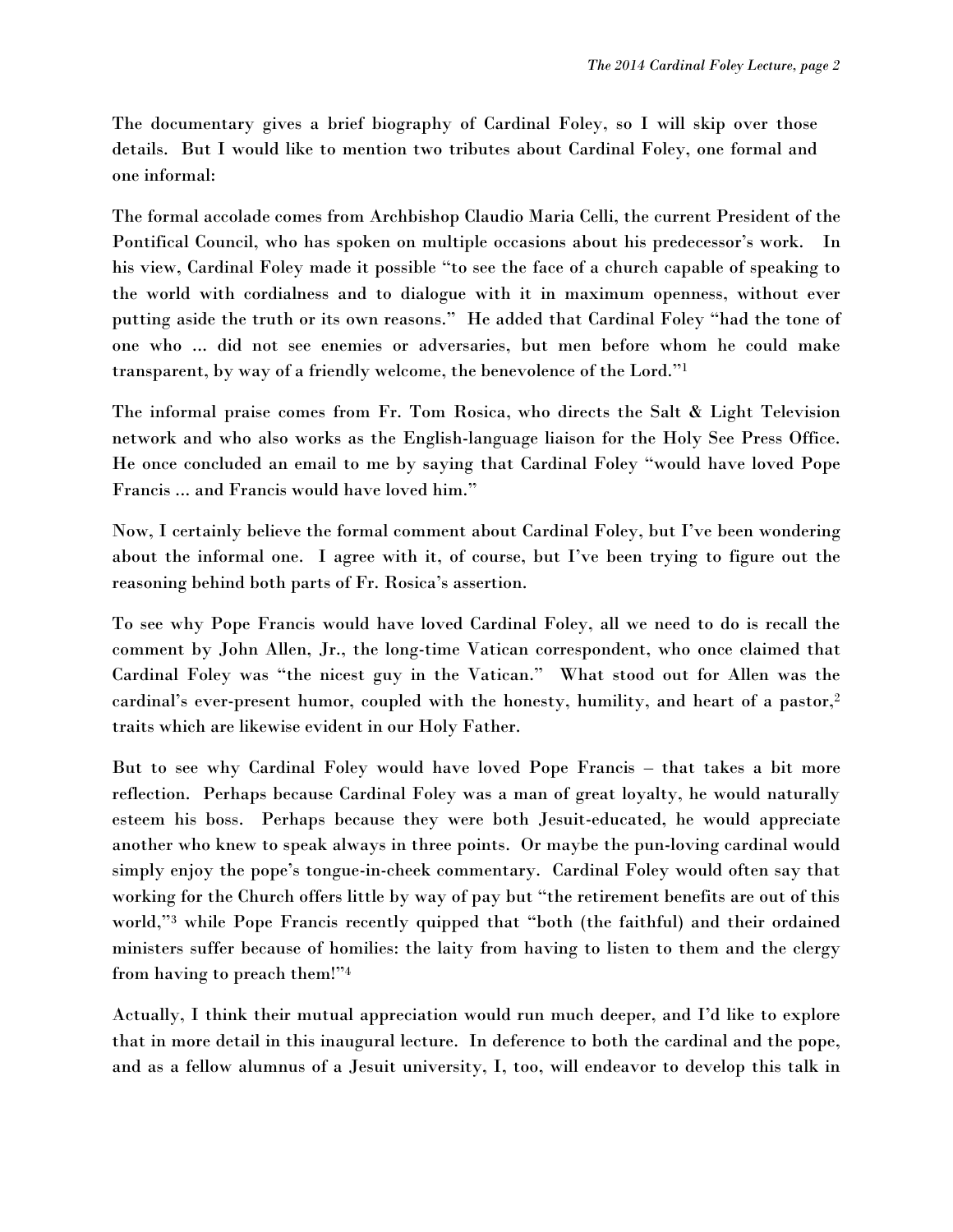The documentary gives a brief biography of Cardinal Foley, so I will skip over those details. But I would like to mention two tributes about Cardinal Foley, one formal and one informal:

The formal accolade comes from Archbishop Claudio Maria Celli, the current President of the Pontifical Council, who has spoken on multiple occasions about his predecessor's work. In his view, Cardinal Foley made it possible "to see the face of a church capable of speaking to the world with cordialness and to dialogue with it in maximum openness, without ever putting aside the truth or its own reasons." He added that Cardinal Foley "had the tone of one who … did not see enemies or adversaries, but men before whom he could make transparent, by way of a friendly welcome, the benevolence of the Lord."[1]

The informal praise comes from Fr. Tom Rosica, who directs the Salt & Light Television network and who also works as the English-language liaison for the Holy See Press Office. He once concluded an email to me by saying that Cardinal Foley "would have loved Pope Francis … and Francis would have loved him."

Now, I certainly believe the formal comment about Cardinal Foley, but I've been wondering about the informal one. I agree with it, of course, but I've been trying to figure out the reasoning behind both parts of Fr. Rosica's assertion.

To see why Pope Francis would have loved Cardinal Foley, all we need to do is recall the comment by John Allen, Jr., the long-time Vatican correspondent, who once claimed that Cardinal Foley was "the nicest guy in the Vatican." What stood out for Allen was the cardinal's ever-present humor, coupled with the honesty, humility, and heart of a pastor,[2] traits which are likewise evident in our Holy Father.

But to see why Cardinal Foley would have loved Pope Francis – that takes a bit more reflection. Perhaps because Cardinal Foley was a man of great loyalty, he would naturally esteem his boss. Perhaps because they were both Jesuit-educated, he would appreciate another who knew to speak always in three points. Or maybe the pun-loving cardinal would simply enjoy the pope's tongue-in-cheek commentary. Cardinal Foley would often say that working for the Church offers little by way of pay but "the retirement benefits are out of this world,"[3] while Pope Francis recently quipped that "both (the faithful) and their ordained ministers suffer because of homilies: the laity from having to listen to them and the clergy from having to preach them!"[4]

Actually, I think their mutual appreciation would run much deeper, and I'd like to explore that in more detail in this inaugural lecture. In deference to both the cardinal and the pope, and as a fellow alumnus of a Jesuit university, I, too, will endeavor to develop this talk in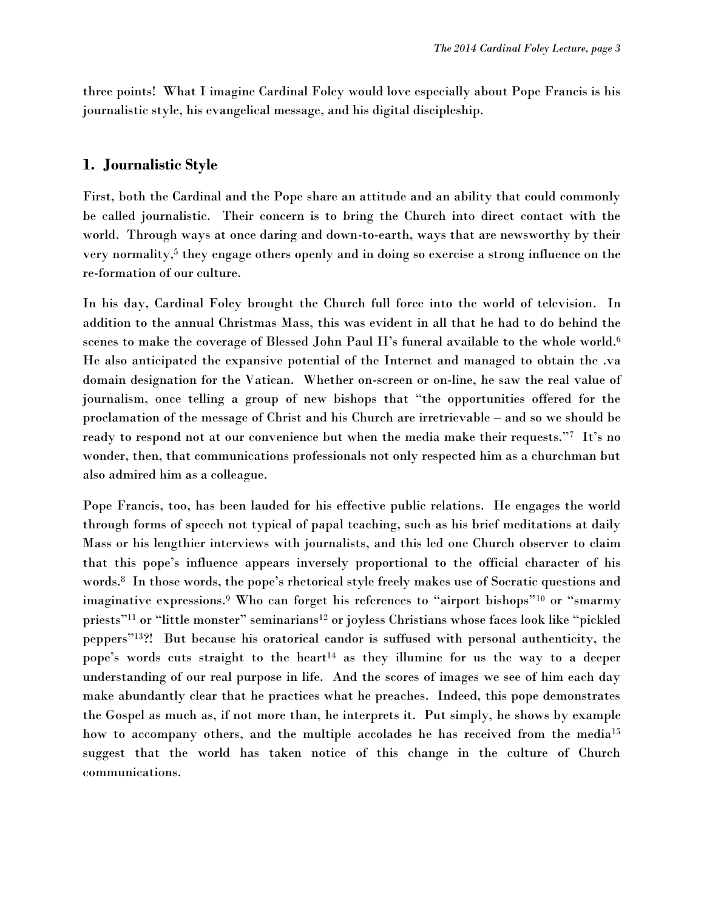three points! What I imagine Cardinal Foley would love especially about Pope Francis is his journalistic style, his evangelical message, and his digital discipleship.

## 1. Journalistic Style

First, both the Cardinal and the Pope share an attitude and an ability that could commonly be called journalistic. Their concern is to bring the Church into direct contact with the world. Through ways at once daring and down-to-earth, ways that are newsworthy by their very normality,[5] they engage others openly and in doing so exercise a strong influence on the re-formation of our culture.

In his day, Cardinal Foley brought the Church full force into the world of television. In addition to the annual Christmas Mass, this was evident in all that he had to do behind the scenes to make the coverage of Blessed John Paul II's funeral available to the whole world.[6] He also anticipated the expansive potential of the Internet and managed to obtain the .va domain designation for the Vatican. Whether on-screen or on-line, he saw the real value of journalism, once telling a group of new bishops that "the opportunities offered for the proclamation of the message of Christ and his Church are irretrievable – and so we should be ready to respond not at our convenience but when the media make their requests."[7] It's no wonder, then, that communications professionals not only respected him as a churchman but also admired him as a colleague.

Pope Francis, too, has been lauded for his effective public relations. He engages the world through forms of speech not typical of papal teaching, such as his brief meditations at daily Mass or his lengthier interviews with journalists, and this led one Church observer to claim that this pope's influence appears inversely proportional to the official character of his words.[8] In those words, the pope's rhetorical style freely makes use of Socratic questions and imaginative expressions.[9] Who can forget his references to "airport bishops"[10] or "smarmy priests"[11] or "little monster" seminarians[12] or joyless Christians whose faces look like "pickled peppers"[13]?! But because his oratorical candor is suffused with personal authenticity, the pope's words cuts straight to the heart[14] as they illumine for us the way to a deeper understanding of our real purpose in life. And the scores of images we see of him each day make abundantly clear that he practices what he preaches. Indeed, this pope demonstrates the Gospel as much as, if not more than, he interprets it. Put simply, he shows by example how to accompany others, and the multiple accolades he has received from the media[15] suggest that the world has taken notice of this change in the culture of Church communications.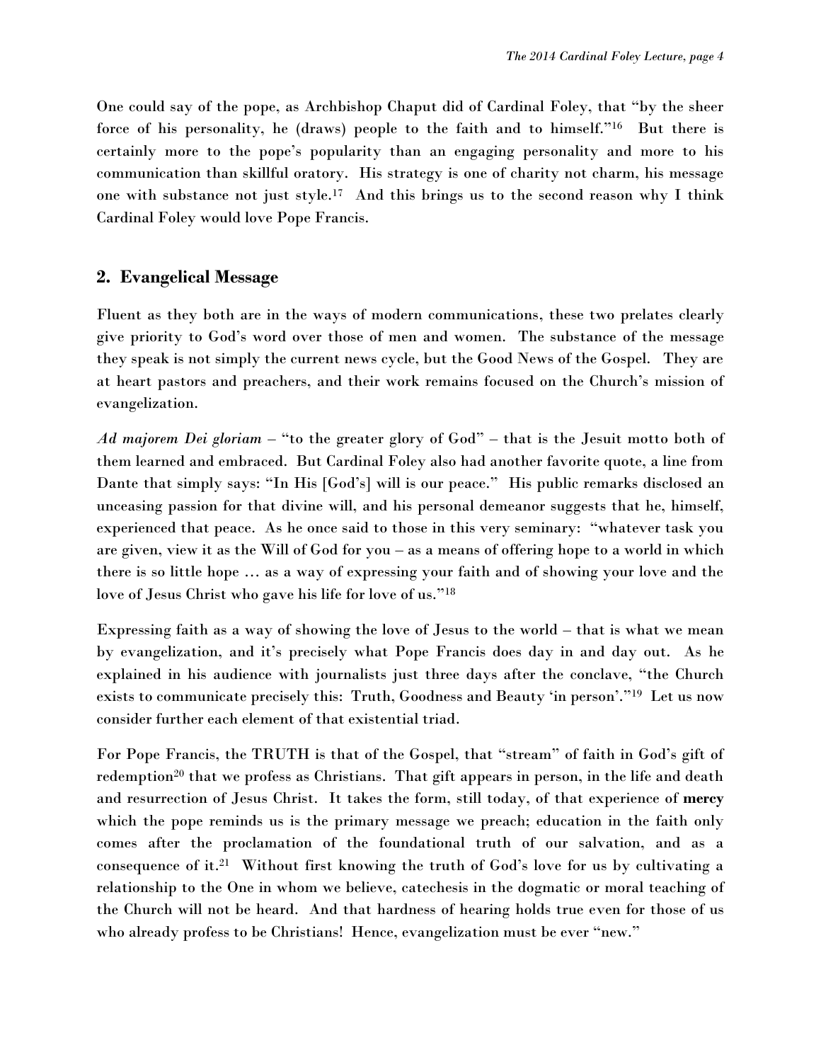One could say of the pope, as Archbishop Chaput did of Cardinal Foley, that "by the sheer force of his personality, he (draws) people to the faith and to himself."[16] But there is certainly more to the pope's popularity than an engaging personality and more to his communication than skillful oratory. His strategy is one of charity not charm, his message one with substance not just style.[17] And this brings us to the second reason why I think Cardinal Foley would love Pope Francis.

## 2. Evangelical Message

Fluent as they both are in the ways of modern communications, these two prelates clearly give priority to God's word over those of men and women. The substance of the message they speak is not simply the current news cycle, but the Good News of the Gospel. They are at heart pastors and preachers, and their work remains focused on the Church's mission of evangelization.

*Ad majorem Dei gloriam* – "to the greater glory of God" – that is the Jesuit motto both of them learned and embraced. But Cardinal Foley also had another favorite quote, a line from Dante that simply says: "In His [God's] will is our peace." His public remarks disclosed an unceasing passion for that divine will, and his personal demeanor suggests that he, himself, experienced that peace. As he once said to those in this very seminary: "whatever task you are given, view it as the Will of God for you – as a means of offering hope to a world in which there is so little hope … as a way of expressing your faith and of showing your love and the love of Jesus Christ who gave his life for love of us."[18]

Expressing faith as a way of showing the love of Jesus to the world – that is what we mean by evangelization, and it's precisely what Pope Francis does day in and day out. As he explained in his audience with journalists just three days after the conclave, "the Church exists to communicate precisely this: Truth, Goodness and Beauty 'in person'."[19] Let us now consider further each element of that existential triad.

For Pope Francis, the TRUTH is that of the Gospel, that "stream" of faith in God's gift of redemption[20] that we profess as Christians. That gift appears in person, in the life and death and resurrection of Jesus Christ. It takes the form, still today, of that experience of **mercy** which the pope reminds us is the primary message we preach; education in the faith only comes after the proclamation of the foundational truth of our salvation, and as a consequence of it.[21] Without first knowing the truth of God's love for us by cultivating a relationship to the One in whom we believe, catechesis in the dogmatic or moral teaching of the Church will not be heard. And that hardness of hearing holds true even for those of us who already profess to be Christians! Hence, evangelization must be ever "new."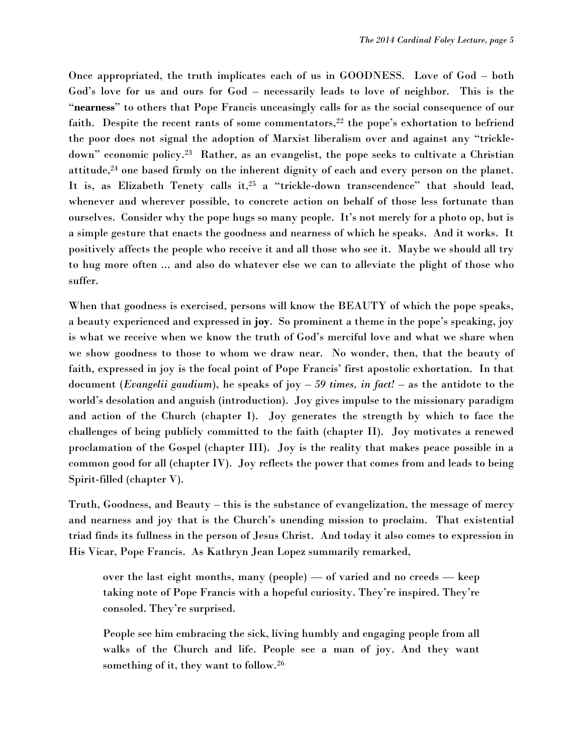Once appropriated, the truth implicates each of us in GOODNESS. Love of God – both God's love for us and ours for God – necessarily leads to love of neighbor. This is the "**nearness**" to others that Pope Francis unceasingly calls for as the social consequence of our faith. Despite the recent rants of some commentators,[22] the pope's exhortation to befriend the poor does not signal the adoption of Marxist liberalism over and against any "trickle-down" economic policy.[23] Rather, as an evangelist, the pope seeks to cultivate a Christian attitude,[24] one based firmly on the inherent dignity of each and every person on the planet. It is, as Elizabeth Tenety calls it,[25] a "trickle-down transcendence" that should lead, whenever and wherever possible, to concrete action on behalf of those less fortunate than ourselves. Consider why the pope hugs so many people. It's not merely for a photo op, but is a simple gesture that enacts the goodness and nearness of which he speaks. And it works. It positively affects the people who receive it and all those who see it. Maybe we should all try to hug more often ... and also do whatever else we can to alleviate the plight of those who suffer.

When that goodness is exercised, persons will know the BEAUTY of which the pope speaks, a beauty experienced and expressed in **joy**. So prominent a theme in the pope's speaking, joy is what we receive when we know the truth of God's merciful love and what we share when we show goodness to those to whom we draw near. No wonder, then, that the beauty of faith, expressed in joy is the focal point of Pope Francis' first apostolic exhortation. In that document (*Evangelii gaudium*), he speaks of joy – *59 times, in fact!* – as the antidote to the world's desolation and anguish (introduction). Joy gives impulse to the missionary paradigm and action of the Church (chapter I). Joy generates the strength by which to face the challenges of being publicly committed to the faith (chapter II). Joy motivates a renewed proclamation of the Gospel (chapter III). Joy is the reality that makes peace possible in a common good for all (chapter IV). Joy reflects the power that comes from and leads to being Spirit-filled (chapter V).

Truth, Goodness, and Beauty – this is the substance of evangelization, the message of mercy and nearness and joy that is the Church's unending mission to proclaim. That existential triad finds its fullness in the person of Jesus Christ. And today it also comes to expression in His Vicar, Pope Francis. As Kathryn Jean Lopez summarily remarked,

> over the last eight months, many (people) — of varied and no creeds — keep taking note of Pope Francis with a hopeful curiosity. They're inspired. They're consoled. They're surprised.
>
> People see him embracing the sick, living humbly and engaging people from all walks of the Church and life. People see a man of joy. And they want something of it, they want to follow.[26]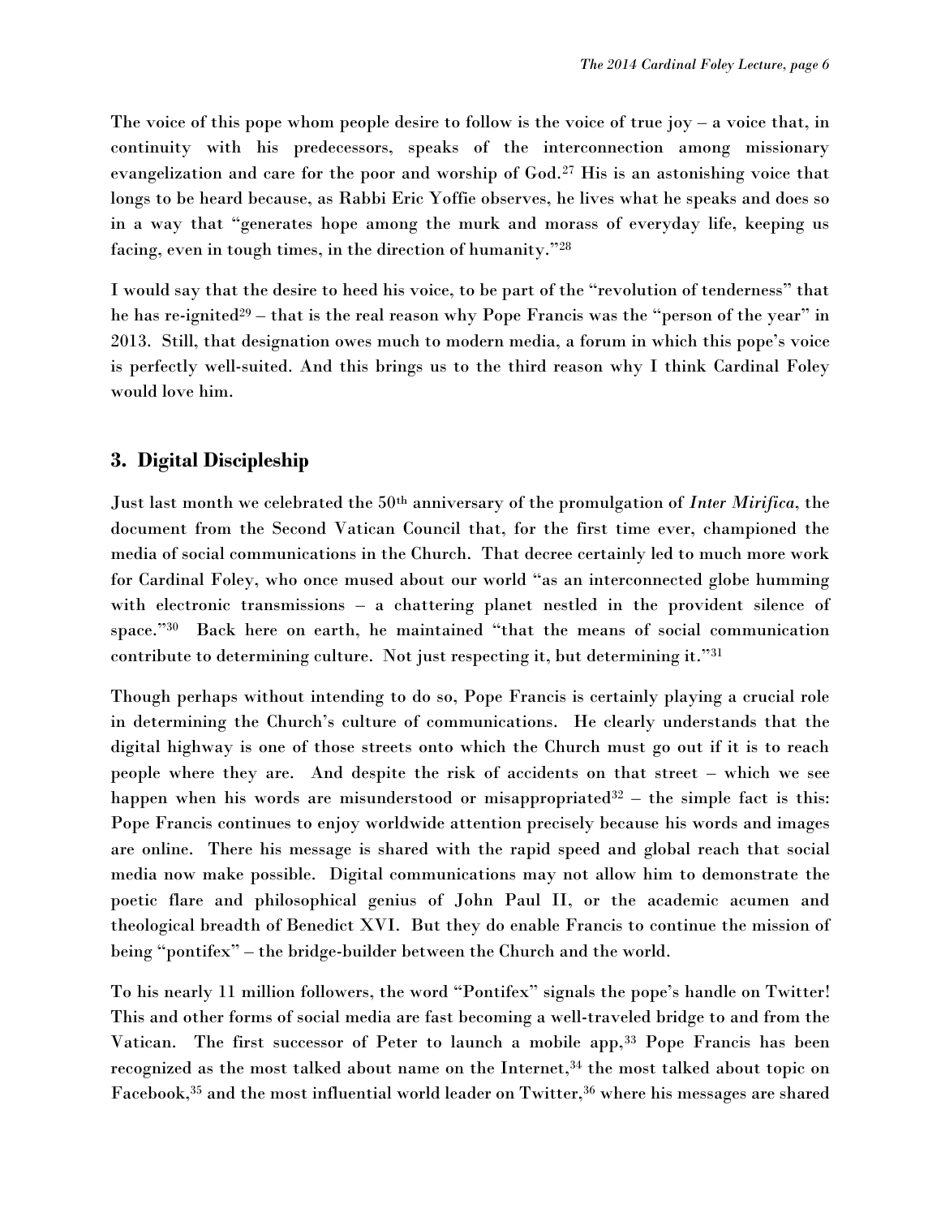The voice of this pope whom people desire to follow is the voice of true joy – a voice that, in continuity with his predecessors, speaks of the interconnection among missionary evangelization and care for the poor and worship of God.[27] His is an astonishing voice that longs to be heard because, as Rabbi Eric Yoffie observes, he lives what he speaks and does so in a way that "generates hope among the murk and morass of everyday life, keeping us facing, even in tough times, in the direction of humanity."[28]

I would say that the desire to heed his voice, to be part of the "revolution of tenderness" that he has re-ignited[29] – that is the real reason why Pope Francis was the "person of the year" in 2013. Still, that designation owes much to modern media, a forum in which this pope's voice is perfectly well-suited. And this brings us to the third reason why I think Cardinal Foley would love him.

## 3. Digital Discipleship

Just last month we celebrated the 50th anniversary of the promulgation of *Inter Mirifica*, the document from the Second Vatican Council that, for the first time ever, championed the media of social communications in the Church. That decree certainly led to much more work for Cardinal Foley, who once mused about our world "as an interconnected globe humming with electronic transmissions – a chattering planet nestled in the provident silence of space."[30] Back here on earth, he maintained "that the means of social communication contribute to determining culture. Not just respecting it, but determining it."[31]

Though perhaps without intending to do so, Pope Francis is certainly playing a crucial role in determining the Church's culture of communications. He clearly understands that the digital highway is one of those streets onto which the Church must go out if it is to reach people where they are. And despite the risk of accidents on that street – which we see happen when his words are misunderstood or misappropriated[32] – the simple fact is this: Pope Francis continues to enjoy worldwide attention precisely because his words and images are online. There his message is shared with the rapid speed and global reach that social media now make possible. Digital communications may not allow him to demonstrate the poetic flare and philosophical genius of John Paul II, or the academic acumen and theological breadth of Benedict XVI. But they do enable Francis to continue the mission of being "pontifex" – the bridge-builder between the Church and the world.

To his nearly 11 million followers, the word "Pontifex" signals the pope's handle on Twitter! This and other forms of social media are fast becoming a well-traveled bridge to and from the Vatican. The first successor of Peter to launch a mobile app,[33] Pope Francis has been recognized as the most talked about name on the Internet,[34] the most talked about topic on Facebook,[35] and the most influential world leader on Twitter,[36] where his messages are shared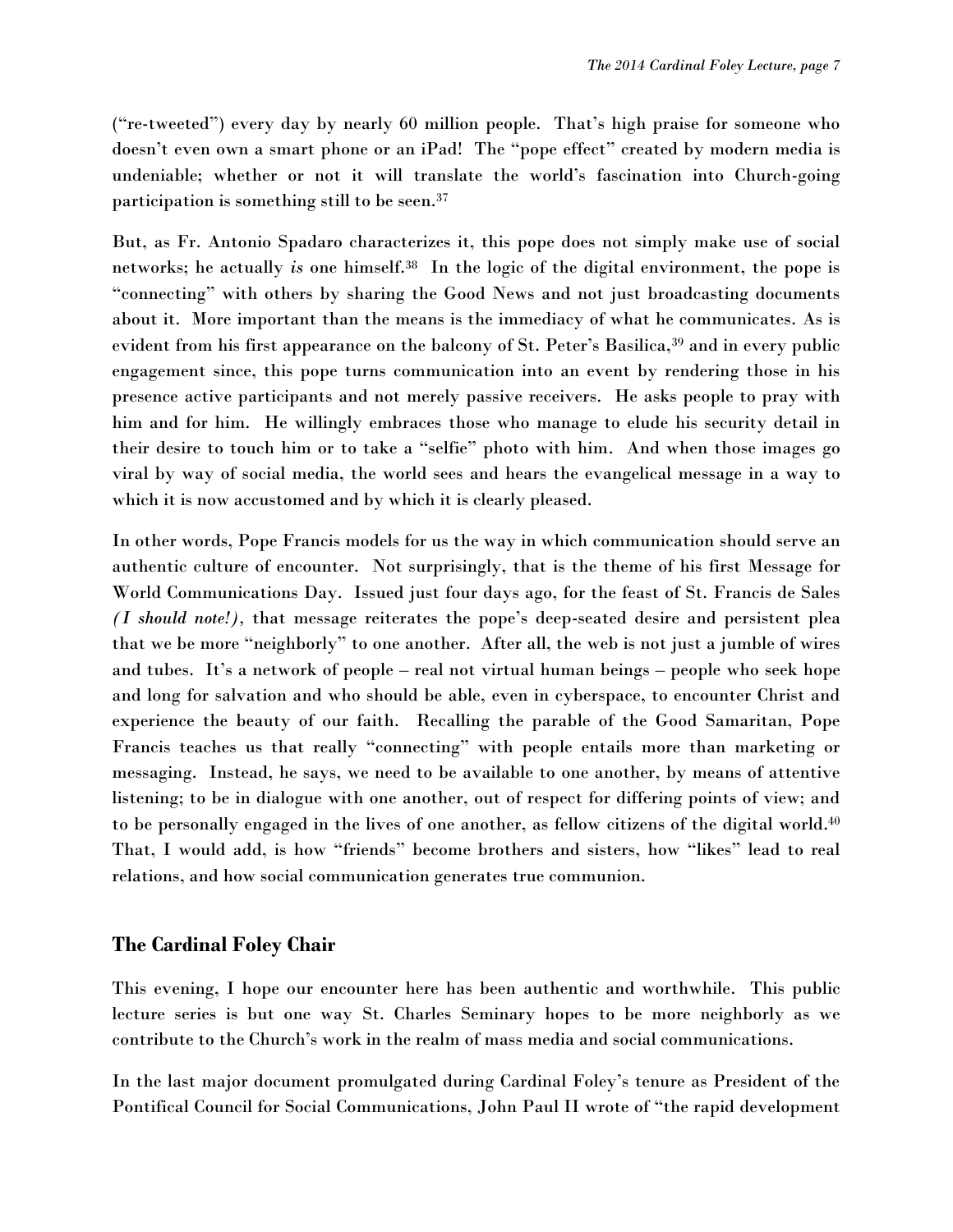("re-tweeted") every day by nearly 60 million people. That's high praise for someone who doesn't even own a smart phone or an iPad! The "pope effect" created by modern media is undeniable; whether or not it will translate the world's fascination into Church-going participation is something still to be seen.[37]

But, as Fr. Antonio Spadaro characterizes it, this pope does not simply make use of social networks; he actually *is* one himself.[38] In the logic of the digital environment, the pope is "connecting" with others by sharing the Good News and not just broadcasting documents about it. More important than the means is the immediacy of what he communicates. As is evident from his first appearance on the balcony of St. Peter's Basilica,[39] and in every public engagement since, this pope turns communication into an event by rendering those in his presence active participants and not merely passive receivers. He asks people to pray with him and for him. He willingly embraces those who manage to elude his security detail in their desire to touch him or to take a "selfie" photo with him. And when those images go viral by way of social media, the world sees and hears the evangelical message in a way to which it is now accustomed and by which it is clearly pleased.

In other words, Pope Francis models for us the way in which communication should serve an authentic culture of encounter. Not surprisingly, that is the theme of his first Message for World Communications Day. Issued just four days ago, for the feast of St. Francis de Sales ***(I should note!)***, that message reiterates the pope's deep-seated desire and persistent plea that we be more "neighborly" to one another. After all, the web is not just a jumble of wires and tubes. It's a network of people – real not virtual human beings – people who seek hope and long for salvation and who should be able, even in cyberspace, to encounter Christ and experience the beauty of our faith. Recalling the parable of the Good Samaritan, Pope Francis teaches us that really "connecting" with people entails more than marketing or messaging. Instead, he says, we need to be available to one another, by means of attentive listening; to be in dialogue with one another, out of respect for differing points of view; and to be personally engaged in the lives of one another, as fellow citizens of the digital world.[40] That, I would add, is how "friends" become brothers and sisters, how "likes" lead to real relations, and how social communication generates true communion.

## The Cardinal Foley Chair

This evening, I hope our encounter here has been authentic and worthwhile. This public lecture series is but one way St. Charles Seminary hopes to be more neighborly as we contribute to the Church's work in the realm of mass media and social communications.

In the last major document promulgated during Cardinal Foley's tenure as President of the Pontifical Council for Social Communications, John Paul II wrote of "the rapid development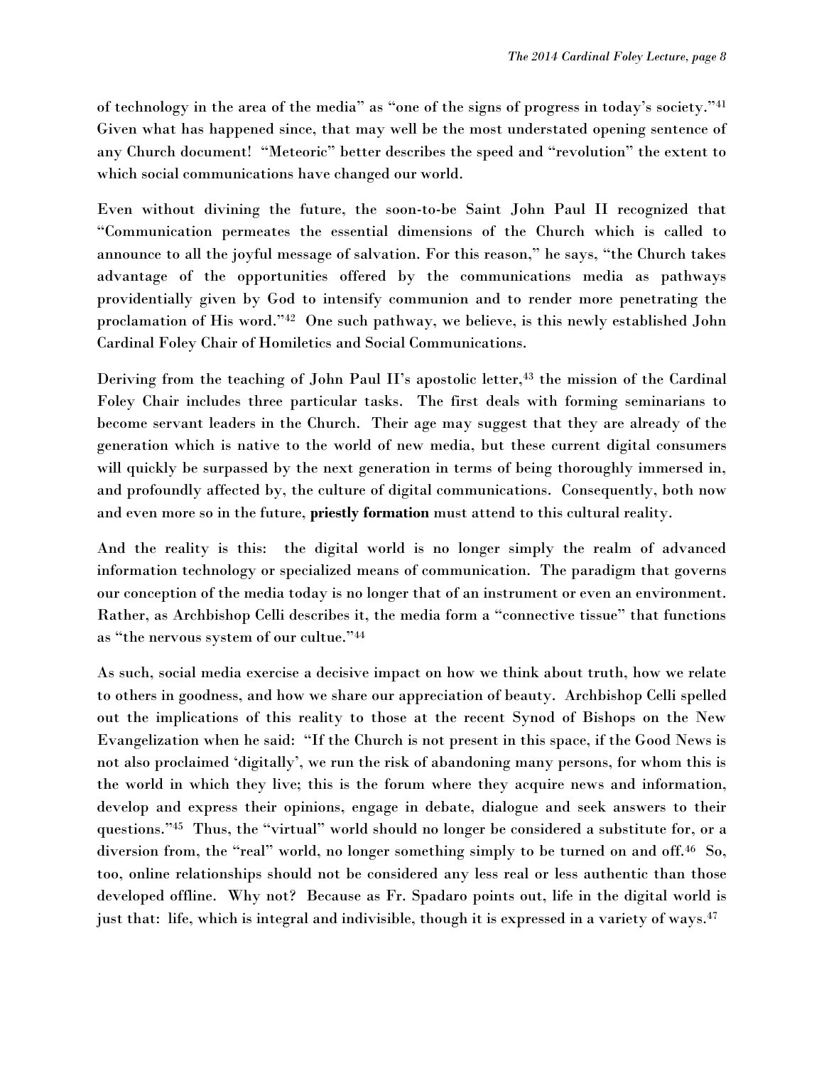of technology in the area of the media" as "one of the signs of progress in today's society."[41] Given what has happened since, that may well be the most understated opening sentence of any Church document! "Meteoric" better describes the speed and "revolution" the extent to which social communications have changed our world.

Even without divining the future, the soon-to-be Saint John Paul II recognized that "Communication permeates the essential dimensions of the Church which is called to announce to all the joyful message of salvation. For this reason," he says, "the Church takes advantage of the opportunities offered by the communications media as pathways providentially given by God to intensify communion and to render more penetrating the proclamation of His word."[42] One such pathway, we believe, is this newly established John Cardinal Foley Chair of Homiletics and Social Communications.

Deriving from the teaching of John Paul II's apostolic letter,[43] the mission of the Cardinal Foley Chair includes three particular tasks. The first deals with forming seminarians to become servant leaders in the Church. Their age may suggest that they are already of the generation which is native to the world of new media, but these current digital consumers will quickly be surpassed by the next generation in terms of being thoroughly immersed in, and profoundly affected by, the culture of digital communications. Consequently, both now and even more so in the future, **priestly formation** must attend to this cultural reality.

And the reality is this: the digital world is no longer simply the realm of advanced information technology or specialized means of communication. The paradigm that governs our conception of the media today is no longer that of an instrument or even an environment. Rather, as Archbishop Celli describes it, the media form a "connective tissue" that functions as "the nervous system of our cultue."[44]

As such, social media exercise a decisive impact on how we think about truth, how we relate to others in goodness, and how we share our appreciation of beauty. Archbishop Celli spelled out the implications of this reality to those at the recent Synod of Bishops on the New Evangelization when he said: "If the Church is not present in this space, if the Good News is not also proclaimed 'digitally', we run the risk of abandoning many persons, for whom this is the world in which they live; this is the forum where they acquire news and information, develop and express their opinions, engage in debate, dialogue and seek answers to their questions."[45] Thus, the "virtual" world should no longer be considered a substitute for, or a diversion from, the "real" world, no longer something simply to be turned on and off.[46] So, too, online relationships should not be considered any less real or less authentic than those developed offline. Why not? Because as Fr. Spadaro points out, life in the digital world is just that: life, which is integral and indivisible, though it is expressed in a variety of ways.[47]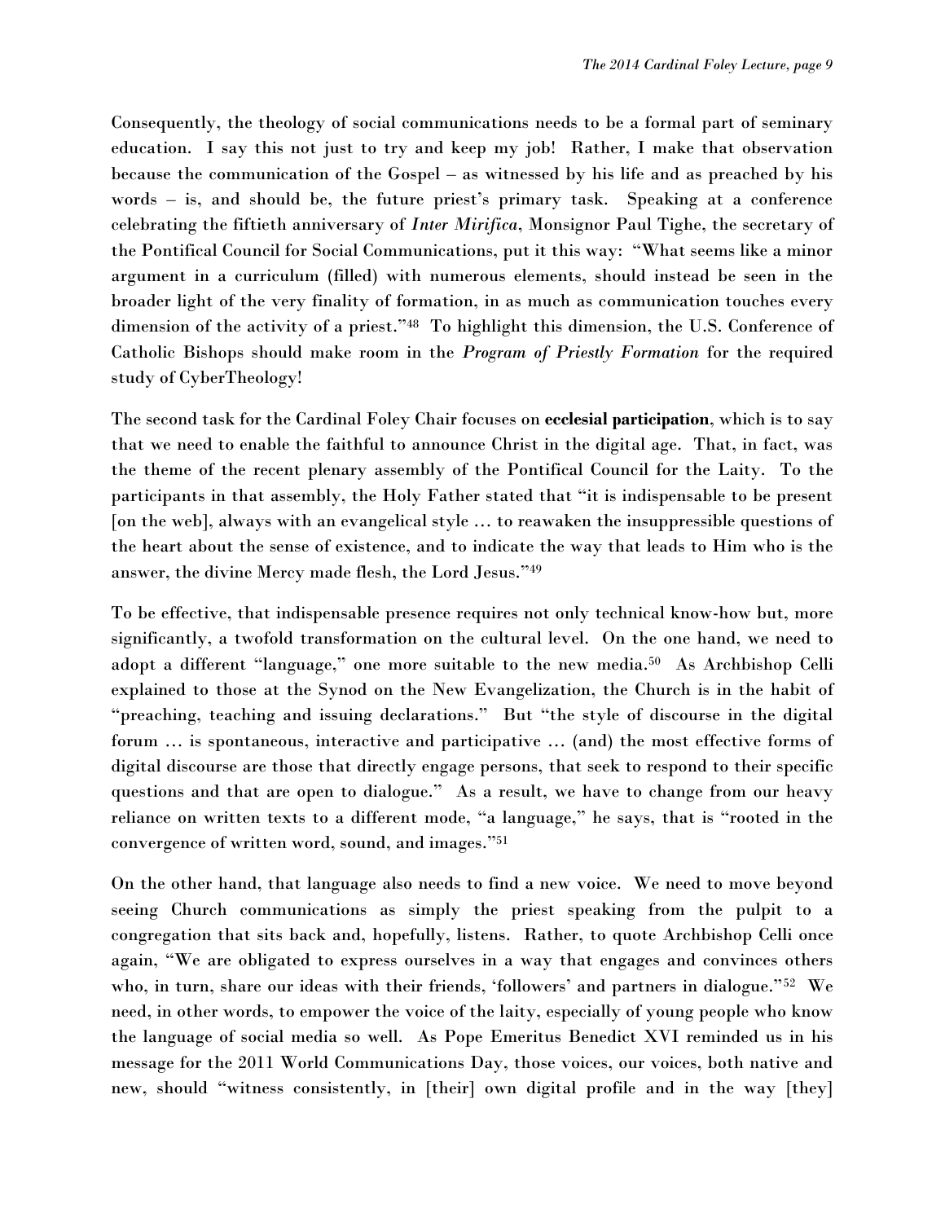Consequently, the theology of social communications needs to be a formal part of seminary education. I say this not just to try and keep my job! Rather, I make that observation because the communication of the Gospel – as witnessed by his life and as preached by his words – is, and should be, the future priest's primary task. Speaking at a conference celebrating the fiftieth anniversary of *Inter Mirifica*, Monsignor Paul Tighe, the secretary of the Pontifical Council for Social Communications, put it this way: "What seems like a minor argument in a curriculum (filled) with numerous elements, should instead be seen in the broader light of the very finality of formation, in as much as communication touches every dimension of the activity of a priest."[48] To highlight this dimension, the U.S. Conference of Catholic Bishops should make room in the *Program of Priestly Formation* for the required study of CyberTheology!

The second task for the Cardinal Foley Chair focuses on **ecclesial participation**, which is to say that we need to enable the faithful to announce Christ in the digital age. That, in fact, was the theme of the recent plenary assembly of the Pontifical Council for the Laity. To the participants in that assembly, the Holy Father stated that "it is indispensable to be present [on the web], always with an evangelical style … to reawaken the insuppressible questions of the heart about the sense of existence, and to indicate the way that leads to Him who is the answer, the divine Mercy made flesh, the Lord Jesus."[49]

To be effective, that indispensable presence requires not only technical know-how but, more significantly, a twofold transformation on the cultural level. On the one hand, we need to adopt a different "language," one more suitable to the new media.[50] As Archbishop Celli explained to those at the Synod on the New Evangelization, the Church is in the habit of "preaching, teaching and issuing declarations." But "the style of discourse in the digital forum … is spontaneous, interactive and participative … (and) the most effective forms of digital discourse are those that directly engage persons, that seek to respond to their specific questions and that are open to dialogue." As a result, we have to change from our heavy reliance on written texts to a different mode, "a language," he says, that is "rooted in the convergence of written word, sound, and images."[51]

On the other hand, that language also needs to find a new voice. We need to move beyond seeing Church communications as simply the priest speaking from the pulpit to a congregation that sits back and, hopefully, listens. Rather, to quote Archbishop Celli once again, "We are obligated to express ourselves in a way that engages and convinces others who, in turn, share our ideas with their friends, 'followers' and partners in dialogue."[52] We need, in other words, to empower the voice of the laity, especially of young people who know the language of social media so well. As Pope Emeritus Benedict XVI reminded us in his message for the 2011 World Communications Day, those voices, our voices, both native and new, should "witness consistently, in [their] own digital profile and in the way [they]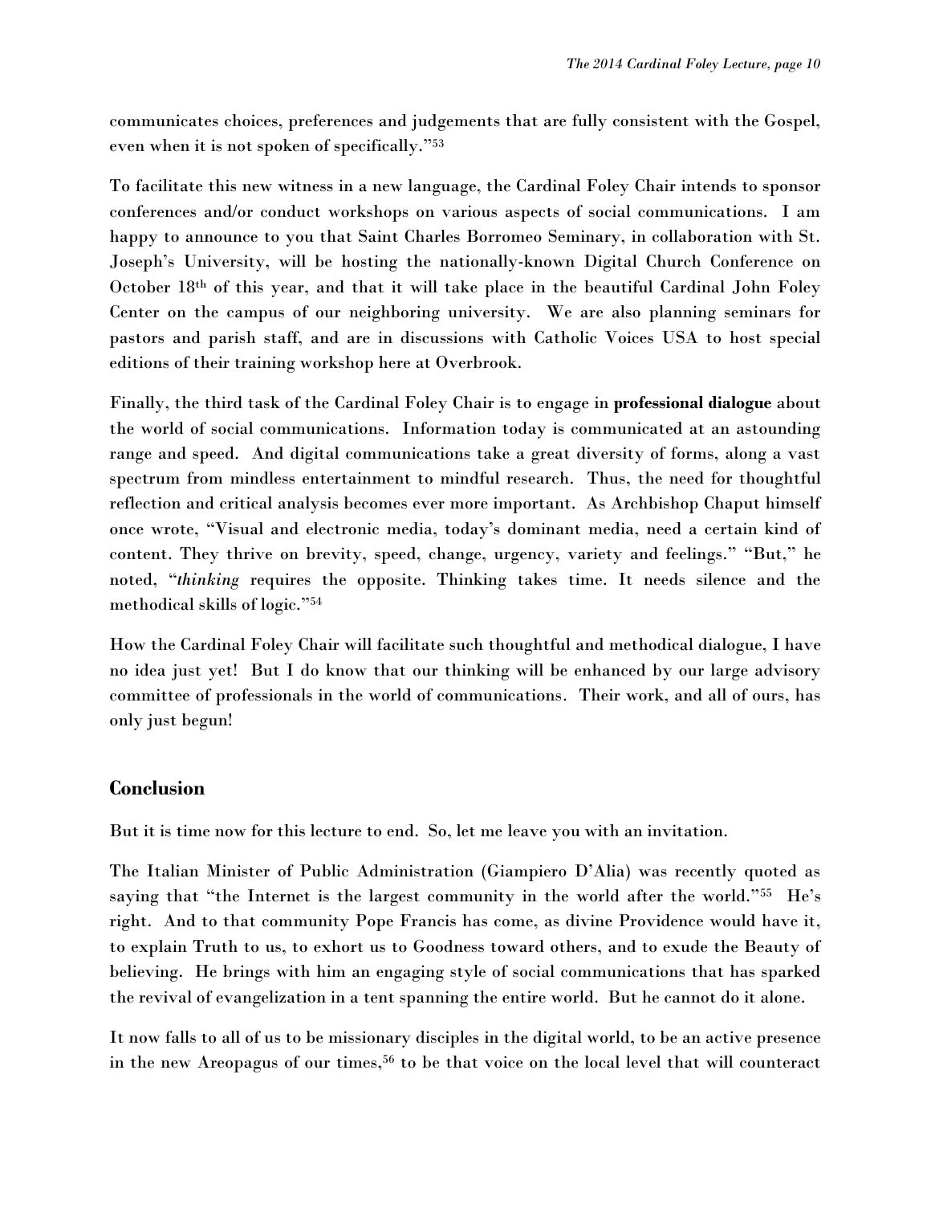communicates choices, preferences and judgements that are fully consistent with the Gospel, even when it is not spoken of specifically."[53]

To facilitate this new witness in a new language, the Cardinal Foley Chair intends to sponsor conferences and/or conduct workshops on various aspects of social communications. I am happy to announce to you that Saint Charles Borromeo Seminary, in collaboration with St. Joseph's University, will be hosting the nationally-known Digital Church Conference on October 18th of this year, and that it will take place in the beautiful Cardinal John Foley Center on the campus of our neighboring university. We are also planning seminars for pastors and parish staff, and are in discussions with Catholic Voices USA to host special editions of their training workshop here at Overbrook.

Finally, the third task of the Cardinal Foley Chair is to engage in **professional dialogue** about the world of social communications. Information today is communicated at an astounding range and speed. And digital communications take a great diversity of forms, along a vast spectrum from mindless entertainment to mindful research. Thus, the need for thoughtful reflection and critical analysis becomes ever more important. As Archbishop Chaput himself once wrote, "Visual and electronic media, today's dominant media, need a certain kind of content. They thrive on brevity, speed, change, urgency, variety and feelings." "But," he noted, "*thinking* requires the opposite. Thinking takes time. It needs silence and the methodical skills of logic."[54]

How the Cardinal Foley Chair will facilitate such thoughtful and methodical dialogue, I have no idea just yet! But I do know that our thinking will be enhanced by our large advisory committee of professionals in the world of communications. Their work, and all of ours, has only just begun!

## Conclusion

But it is time now for this lecture to end. So, let me leave you with an invitation.

The Italian Minister of Public Administration (Giampiero D'Alia) was recently quoted as saying that "the Internet is the largest community in the world after the world."[55] He's right. And to that community Pope Francis has come, as divine Providence would have it, to explain Truth to us, to exhort us to Goodness toward others, and to exude the Beauty of believing. He brings with him an engaging style of social communications that has sparked the revival of evangelization in a tent spanning the entire world. But he cannot do it alone.

It now falls to all of us to be missionary disciples in the digital world, to be an active presence in the new Areopagus of our times,[56] to be that voice on the local level that will counteract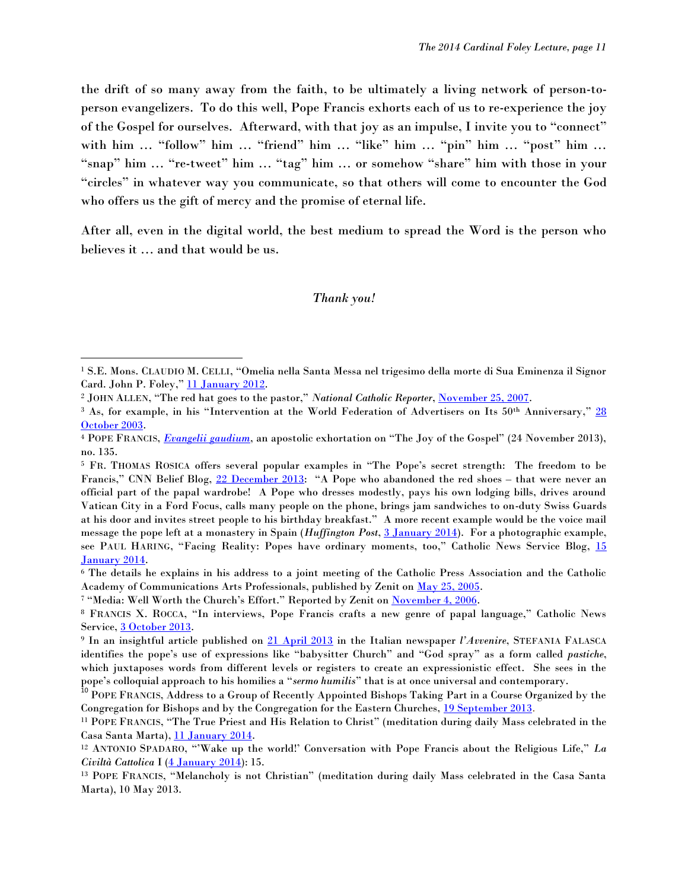the drift of so many away from the faith, to be ultimately a living network of person-to-person evangelizers. To do this well, Pope Francis exhorts each of us to re-experience the joy of the Gospel for ourselves. Afterward, with that joy as an impulse, I invite you to "connect" with him … "follow" him … "friend" him … "like" him … "pin" him … "post" him … "snap" him … "re-tweet" him … "tag" him … or somehow "share" him with those in your "circles" in whatever way you communicate, so that others will come to encounter the God who offers us the gift of mercy and the promise of eternal life.

After all, even in the digital world, the best medium to spread the Word is the person who believes it … and that would be us.

*Thank you!*

---

[1] S.E. Mons. CLAUDIO M. CELLI, "Omelia nella Santa Messa nel trigesimo della morte di Sua Eminenza il Signor Card. John P. Foley," 11 January 2012.

[2] JOHN ALLEN, "The red hat goes to the pastor," *National Catholic Reporter*, November 25, 2007.

[3] As, for example, in his "Intervention at the World Federation of Advertisers on Its 50th Anniversary," 28 October 2003.

[4] POPE FRANCIS, *Evangelii gaudium*, an apostolic exhortation on "The Joy of the Gospel" (24 November 2013), no. 135.

[5] FR. THOMAS ROSICA offers several popular examples in "The Pope's secret strength: The freedom to be Francis," CNN Belief Blog, 22 December 2013: "A Pope who abandoned the red shoes – that were never an official part of the papal wardrobe! A Pope who dresses modestly, pays his own lodging bills, drives around Vatican City in a Ford Focus, calls many people on the phone, brings jam sandwiches to on-duty Swiss Guards at his door and invites street people to his birthday breakfast." A more recent example would be the voice mail message the pope left at a monastery in Spain (*Huffington Post*, 3 January 2014). For a photographic example, see PAUL HARING, "Facing Reality: Popes have ordinary moments, too," Catholic News Service Blog, 15 January 2014.

[6] The details he explains in his address to a joint meeting of the Catholic Press Association and the Catholic Academy of Communications Arts Professionals, published by Zenit on May 25, 2005.

[7] "Media: Well Worth the Church's Effort." Reported by Zenit on November 4, 2006.

[8] FRANCIS X. ROCCA, "In interviews, Pope Francis crafts a new genre of papal language," Catholic News Service, 3 October 2013.

[9] In an insightful article published on 21 April 2013 in the Italian newspaper *l'Avvenire*, STEFANIA FALASCA identifies the pope's use of expressions like "babysitter Church" and "God spray" as a form called *pastiche*, which juxtaposes words from different levels or registers to create an expressionistic effect. She sees in the pope's colloquial approach to his homilies a "*sermo humilis*" that is at once universal and contemporary.

[10] POPE FRANCIS, Address to a Group of Recently Appointed Bishops Taking Part in a Course Organized by the Congregation for Bishops and by the Congregation for the Eastern Churches, 19 September 2013.

[11] POPE FRANCIS, "The True Priest and His Relation to Christ" (meditation during daily Mass celebrated in the Casa Santa Marta), 11 January 2014.

[12] ANTONIO SPADARO, "'Wake up the world!' Conversation with Pope Francis about the Religious Life," *La Civiltà Cattolica* I (4 January 2014): 15.

[13] POPE FRANCIS, "Melancholy is not Christian" (meditation during daily Mass celebrated in the Casa Santa Marta), 10 May 2013.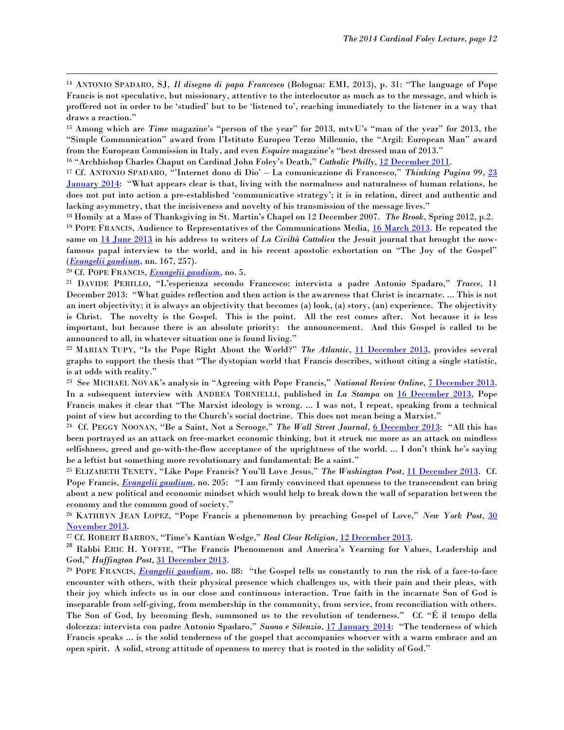[14] ANTONIO SPADARO, SJ, *Il disegno di papa Francesco* (Bologna: EMI, 2013), p. 31: "The language of Pope Francis is not speculative, but missionary, attentive to the interlocutor as much as to the message, and which is proffered not in order to be 'studied' but to be 'listened to', reaching immediately to the listener in a way that draws a reaction."

[15] Among which are *Time* magazine's "person of the year" for 2013, mtvU's "man of the year" for 2013, the "Simple Communication" award from l'Istituto Europeo Terzo Millennio, the "Argil: European Man" award from the European Commission in Italy, and even *Esquire* magazine's "best dressed man of 2013."

[16] "Archbishop Charles Chaput on Cardinal John Foley's Death," *Catholic Philly*, 12 December 2011.

[17] Cf. ANTONIO SPADARO, "'Internet dono di Dio' – La comunicazione di Francesco," *Thinking Pagina 99*, 23 January 2014: "What appears clear is that, living with the normalness and naturalness of human relations, he does not put into action a pre-established 'communicative strategy'; it is in relation, direct and authentic and lacking asymmetry, that the incisiveness and novelty of his transmission of the message lives."

[18] Homily at a Mass of Thanksgiving in St. Martin's Chapel on 12 December 2007. *The Brook*, Spring 2012, p.2.

[19] POPE FRANCIS, Audience to Representatives of the Communications Media, 16 March 2013. He repeated the same on 14 June 2013 in his address to writers of *La Civiltà Cattolica* the Jesuit journal that brought the now-famous papal interview to the world, and in his recent apostolic exhortation on "The Joy of the Gospel" (*Evangelii gaudium*, nn. 167, 257).

[20] Cf. POPE FRANCIS, *Evangelii gaudium*, no. 5.

[21] DAVIDE PERILLO, "L'esperienza secondo Francesco: intervista a padre Antonio Spadaro," *Tracce*, 11 December 2013: "What guides reflection and then action is the awareness that Christ is incarnate. ... This is not an inert objectivity; it is always an objectivity that becomes (a) look, (a) story, (an) experience. The objectivity is Christ. The novelty is the Gospel. This is the point. All the rest comes after. Not because it is less important, but because there is an absolute priority: the announcement. And this Gospel is called to be announced to all, in whatever situation one is found living."

[22] MARIAN TUPY, "Is the Pope Right About the World?" *The Atlantic*, 11 December 2013, provides several graphs to support the thesis that "The dystopian world that Francis describes, without citing a single statistic, is at odds with reality."

[23] See MICHAEL NOVAK's analysis in "Agreeing with Pope Francis," *National Review Online*, 7 December 2013. In a subsequent interview with ANDREA TORNIELLI, published in *La Stampa* on 16 December 2013, Pope Francis makes it clear that "The Marxist ideology is wrong. ... I was not, I repeat, speaking from a technical point of view but according to the Church's social doctrine. This does not mean being a Marxist."

[24] Cf. PEGGY NOONAN, "Be a Saint, Not a Scrooge," *The Wall Street Journal*, 6 December 2013: "All this has been portrayed as an attack on free-market economic thinking, but it struck me more as an attack on mindless selfishness, greed and go-with-the-flow acceptance of the uprightness of the world. ... I don't think he's saying be a leftist but something more revolutionary and fundamental: Be a saint."

[25] ELIZABETH TENETY, "Like Pope Francis? You'll Love Jesus," *The Washington Post*, 11 December 2013. Cf. Pope Francis, *Evangelii gaudium*, no. 205: "I am firmly convinced that openness to the transcendent can bring about a new political and economic mindset which would help to break down the wall of separation between the economy and the common good of society."

[26] KATHRYN JEAN LOPEZ, "Pope Francis a phenomenon by preaching Gospel of Love," *New York Post*, 30 November 2013.

[27] Cf. ROBERT BARRON, "Time's Kantian Wedge," *Real Clear Religion*, 12 December 2013.

[28] Rabbi ERIC H. YOFFIE, "The Francis Phenomenon and America's Yearning for Values, Leadership and God," *Huffington Post*, 31 December 2013.

[29] POPE FRANCIS, *Evangelii gaudium*, no. 88: "the Gospel tells us constantly to run the risk of a face-to-face encounter with others, with their physical presence which challenges us, with their pain and their pleas, with their joy which infects us in our close and continuous interaction. True faith in the incarnate Son of God is inseparable from self-giving, from membership in the community, from service, from reconciliation with others. The Son of God, by becoming flesh, summoned us to the revolution of tenderness." Cf. "É il tempo della dolcezza: intervista con padre Antonio Spadaro," *Suono e Silenzio*, 17 January 2014: "The tenderness of which Francis speaks ... is the solid tenderness of the gospel that accompanies whoever with a warm embrace and an open spirit. A solid, strong attitude of openness to mercy that is rooted in the solidity of God."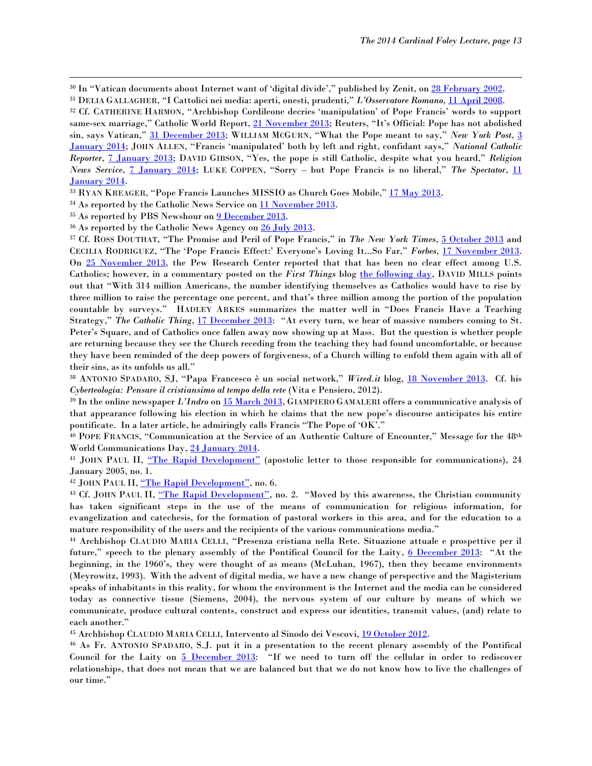[30] In "Vatican documents about Internet want of 'digital divide'," published by Zenit, on 28 February 2002.

[31] Delia Gallagher, "I Cattolici nei media: aperti, onesti, prudenti," *L'Osservatore Romano*, 11 April 2008.

[32] Cf. Catherine Harmon, "Archbishop Cordileone decries 'manipulation' of Pope Francis' words to support same-sex marriage," Catholic World Report, 21 November 2013; Reuters, "It's Official: Pope has not abolished sin, says Vatican," 31 December 2013; William McGurn, "What the Pope meant to say," *New York Post*, 3 January 2014; John Allen, "Francis 'manipulated' both by left and right, confidant says," *National Catholic Reporter*, 7 January 2013; David Gibson, "Yes, the pope is still Catholic, despite what you heard," *Religion News Service*, 7 January 2014; Luke Coppen, "Sorry – but Pope Francis is no liberal," *The Spectator*, 11 January 2014.

[33] Ryan Kreager, "Pope Francis Launches MISSIO as Church Goes Mobile," 17 May 2013.

[34] As reported by the Catholic News Service on 11 November 2013.

[35] As reported by PBS Newshour on 9 December 2013.

[36] As reported by the Catholic News Agency on 26 July 2013.

[37] Cf. Ross Douthat, "The Promise and Peril of Pope Francis," in *The New York Times*, 5 October 2013 and Cecilia Rodriguez, "The 'Pope Francis Effect:' Everyone's Loving It...So Far," *Forbes*, 17 November 2013. On 25 November 2013, the Pew Research Center reported that that has been no clear effect among U.S. Catholics; however, in a commentary posted on the *First Things* blog the following day, David Mills points out that "With 314 million Americans, the number identifying themselves as Catholics would have to rise by three million to raise the percentage one percent, and that's three million among the portion of the population countable by surveys." Hadley Arkes summarizes the matter well in "Does Francis Have a Teaching Strategy," *The Catholic Thing*, 17 December 2013: "At every turn, we hear of massive numbers coming to St. Peter's Square, and of Catholics once fallen away now showing up at Mass. But the question is whether people are returning because they see the Church receding from the teaching they had found uncomfortable, or because they have been reminded of the deep powers of forgiveness, of a Church willing to enfold them again with all of their sins, as its unfolds us all."

[38] Antonio Spadaro, SJ, "Papa Francesco è un social network," *Wired.it* blog, 18 November 2013. Cf. his *Cyberteologia: Pensare il cristiansimo al tempo della rete* (Vita e Pensiero, 2012).

[39] In the online newspaper *L'Indro* on 15 March 2013, Giampiero Gamaleri offers a communicative analysis of that appearance following his election in which he claims that the new pope's discourse anticipates his entire pontificate. In a later article, he admiringly calls Francis "The Pope of 'OK'."

[40] Pope Francis, "Communication at the Service of an Authentic Culture of Encounter," Message for the 48th World Communications Day, 24 January 2014.

[41] John Paul II, "The Rapid Development" (apostolic letter to those responsible for communications), 24 January 2005, no. 1.

[42] John Paul II, "The Rapid Development", no. 6.

[43] Cf. John Paul II, "The Rapid Development", no. 2. "Moved by this awareness, the Christian community has taken significant steps in the use of the means of communication for religious information, for evangelization and catechesis, for the formation of pastoral workers in this area, and for the education to a mature responsibility of the users and the recipients of the various communications media."

[44] Archbishop Claudio Maria Celli, "Presenza cristiana nella Rete. Situazione attuale e prospettive per il future," speech to the plenary assembly of the Pontifical Council for the Laity, 6 December 2013: "At the beginning, in the 1960's, they were thought of as means (McLuhan, 1967), then they became environments (Meyrowitz, 1993). With the advent of digital media, we have a new change of perspective and the Magisterium speaks of inhabitants in this reality, for whom the environment is the Internet and the media can be considered today as connective tissue (Siemens, 2004), the nervous system of our culture by means of which we communicate, produce cultural contents, construct and express our identities, transmit values, (and) relate to each another."

[45] Archbishop Claudio Maria Celli, Intervento al Sinodo dei Vescovi, 19 October 2012.

[46] As Fr. Antonio Spadaro, S.J. put it in a presentation to the recent plenary assembly of the Pontifical Council for the Laity on 5 December 2013: "If we need to turn off the cellular in order to rediscover relationships, that does not mean that we are balanced but that we do not know how to live the challenges of our time."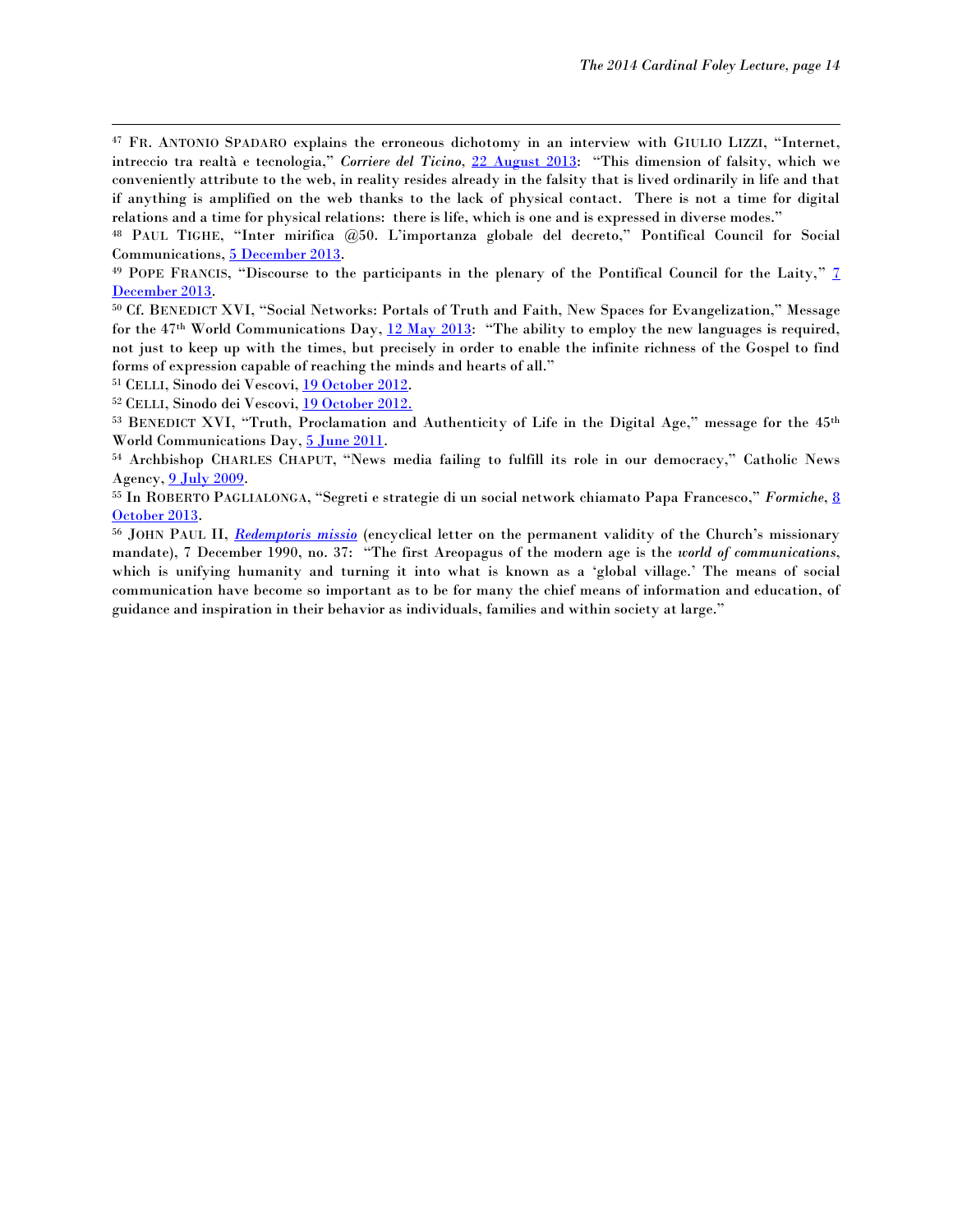[47] FR. ANTONIO SPADARO explains the erroneous dichotomy in an interview with GIULIO LIZZI, "Internet, intreccio tra realtà e tecnologia," *Corriere del Ticino*, 22 August 2013: "This dimension of falsity, which we conveniently attribute to the web, in reality resides already in the falsity that is lived ordinarily in life and that if anything is amplified on the web thanks to the lack of physical contact. There is not a time for digital relations and a time for physical relations: there is life, which is one and is expressed in diverse modes."

[48] PAUL TIGHE, "Inter mirifica @50. L'importanza globale del decreto," Pontifical Council for Social Communications, 5 December 2013.

[49] POPE FRANCIS, "Discourse to the participants in the plenary of the Pontifical Council for the Laity," 7 December 2013.

[50] Cf. BENEDICT XVI, "Social Networks: Portals of Truth and Faith, New Spaces for Evangelization," Message for the 47th World Communications Day, 12 May 2013: "The ability to employ the new languages is required, not just to keep up with the times, but precisely in order to enable the infinite richness of the Gospel to find forms of expression capable of reaching the minds and hearts of all."

[51] CELLI, Sinodo dei Vescovi, 19 October 2012.

[52] CELLI, Sinodo dei Vescovi, 19 October 2012.

[53] BENEDICT XVI, "Truth, Proclamation and Authenticity of Life in the Digital Age," message for the 45th World Communications Day, 5 June 2011.

[54] Archbishop CHARLES CHAPUT, "News media failing to fulfill its role in our democracy," Catholic News Agency, 9 July 2009.

[55] In ROBERTO PAGLIALONGA, "Segreti e strategie di un social network chiamato Papa Francesco," *Formiche*, 8 October 2013.

[56] JOHN PAUL II, *Redemptoris missio* (encyclical letter on the permanent validity of the Church's missionary mandate), 7 December 1990, no. 37: "The first Areopagus of the modern age is the *world of communications*, which is unifying humanity and turning it into what is known as a 'global village.' The means of social communication have become so important as to be for many the chief means of information and education, of guidance and inspiration in their behavior as individuals, families and within society at large."